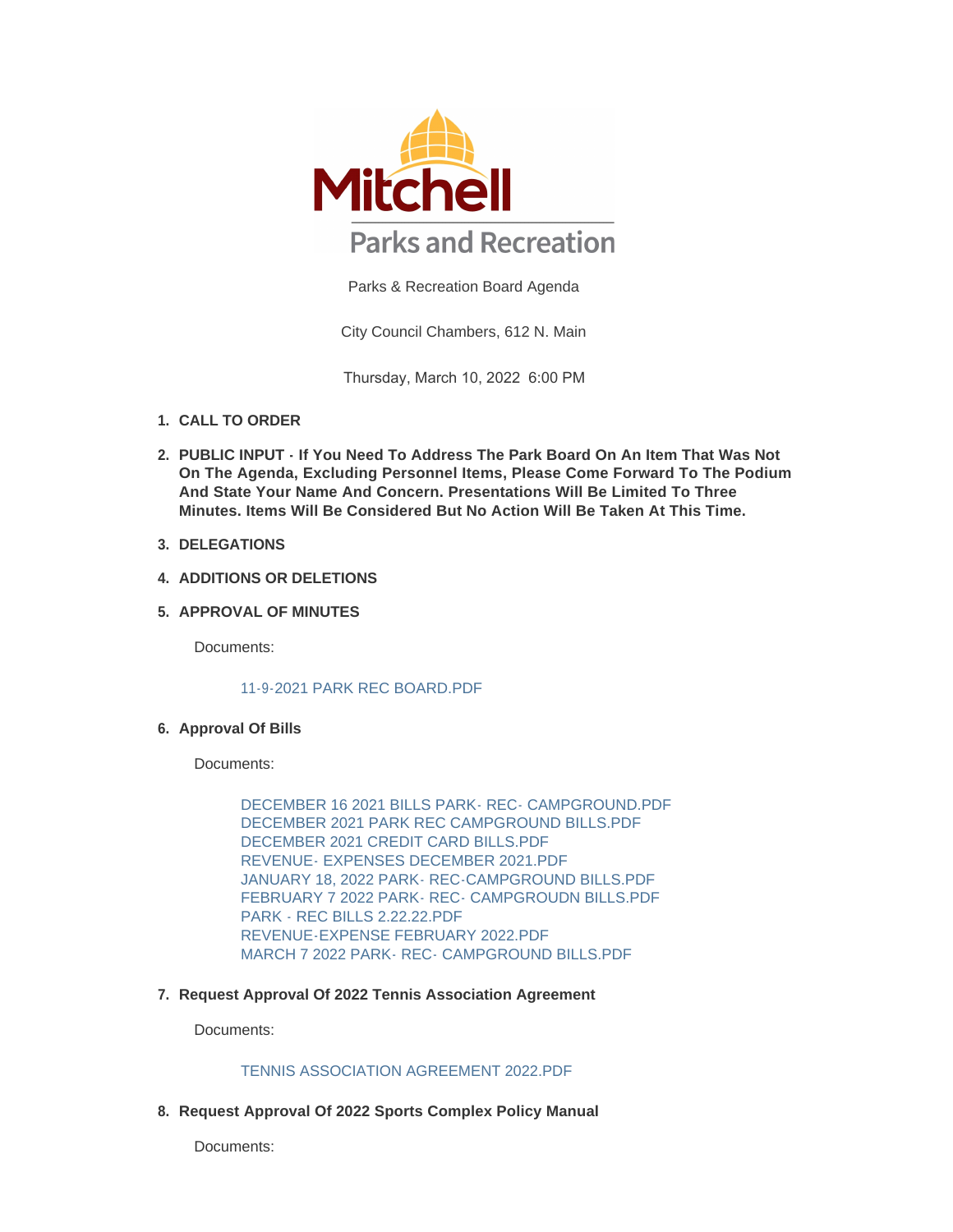# Mitchell Parks and Recreation

Parks & Recreation Board Agenda

City Council Chambers, 612 N. Main

Thursday, March 10, 2022 6:00 PM

1. **CALL TO ORDER**
2. **PUBLIC INPUT - If You Need To Address The Park Board On An Item That Was Not On The Agenda, Excluding Personnel Items, Please Come Forward To The Podium And State Your Name And Concern. Presentations Will Be Limited To Three Minutes. Items Will Be Considered But No Action Will Be Taken At This Time.**
3. **DELEGATIONS**
4. **ADDITIONS OR DELETIONS**
5. **APPROVAL OF MINUTES**

   Documents:

   11-9-2021 PARK REC BOARD.PDF

6. **Approval Of Bills**

   Documents:

   DECEMBER 16 2021 BILLS PARK- REC- CAMPGROUND.PDF
   DECEMBER 2021 PARK REC CAMPGROUND BILLS.PDF
   DECEMBER 2021 CREDIT CARD BILLS.PDF
   REVENUE- EXPENSES DECEMBER 2021.PDF
   JANUARY 18, 2022 PARK- REC-CAMPGROUND BILLS.PDF
   FEBRUARY 7 2022 PARK- REC- CAMPGROUDN BILLS.PDF
   PARK - REC BILLS 2.22.22.PDF
   REVENUE-EXPENSE FEBRUARY 2022.PDF
   MARCH 7 2022 PARK- REC- CAMPGROUND BILLS.PDF

7. **Request Approval Of 2022 Tennis Association Agreement**

   Documents:

   TENNIS ASSOCIATION AGREEMENT 2022.PDF

8. **Request Approval Of 2022 Sports Complex Policy Manual**

   Documents: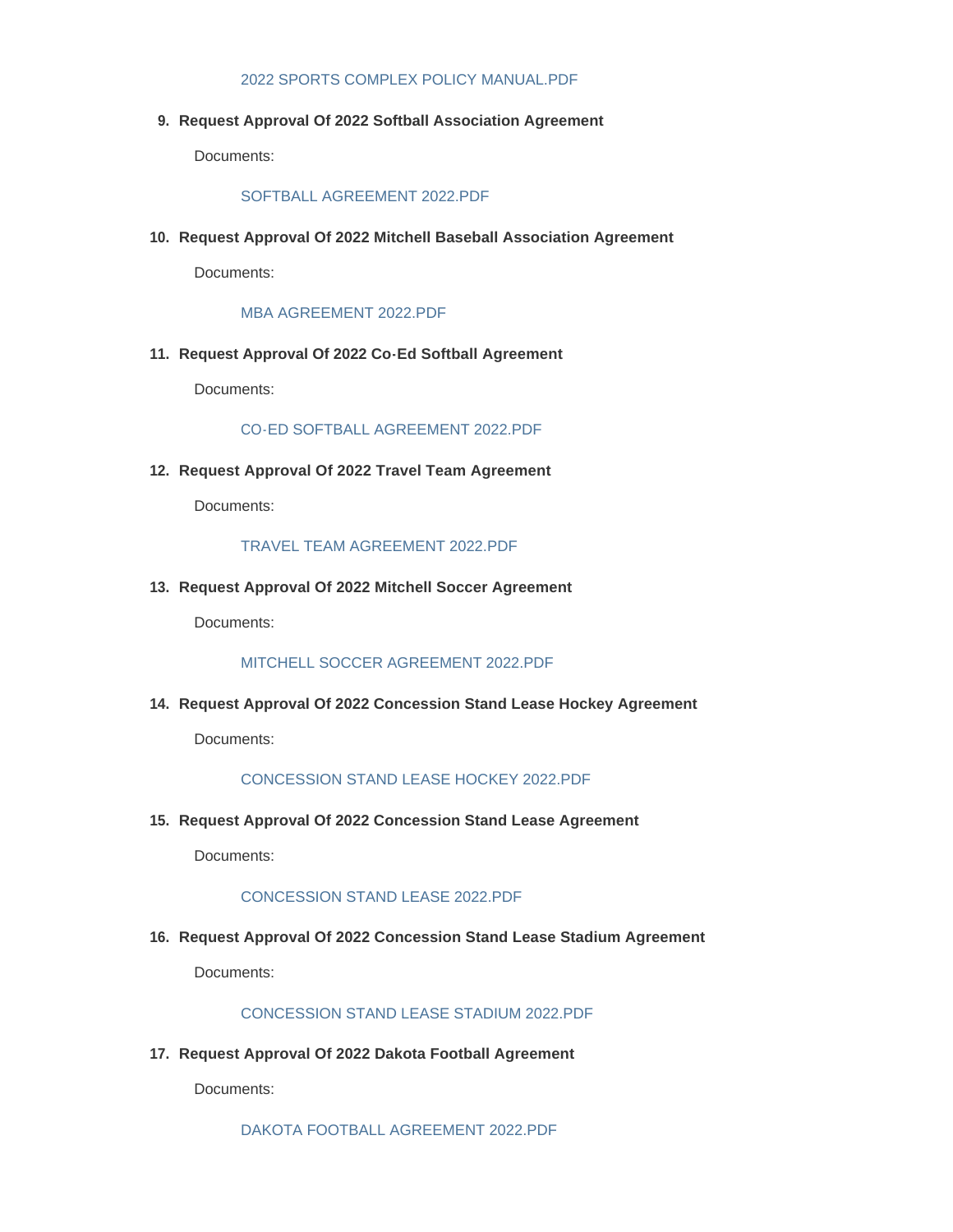2022 SPORTS COMPLEX POLICY MANUAL.PDF

9. **Request Approval Of 2022 Softball Association Agreement**

   Documents:

   SOFTBALL AGREEMENT 2022.PDF

10. **Request Approval Of 2022 Mitchell Baseball Association Agreement**

    Documents:

    MBA AGREEMENT 2022.PDF

11. **Request Approval Of 2022 Co-Ed Softball Agreement**

    Documents:

    CO-ED SOFTBALL AGREEMENT 2022.PDF

12. **Request Approval Of 2022 Travel Team Agreement**

    Documents:

    TRAVEL TEAM AGREEMENT 2022.PDF

13. **Request Approval Of 2022 Mitchell Soccer Agreement**

    Documents:

    MITCHELL SOCCER AGREEMENT 2022.PDF

14. **Request Approval Of 2022 Concession Stand Lease Hockey Agreement**

    Documents:

    CONCESSION STAND LEASE HOCKEY 2022.PDF

15. **Request Approval Of 2022 Concession Stand Lease Agreement**

    Documents:

    CONCESSION STAND LEASE 2022.PDF

16. **Request Approval Of 2022 Concession Stand Lease Stadium Agreement**

    Documents:

    CONCESSION STAND LEASE STADIUM 2022.PDF

17. **Request Approval Of 2022 Dakota Football Agreement**

    Documents:

    DAKOTA FOOTBALL AGREEMENT 2022.PDF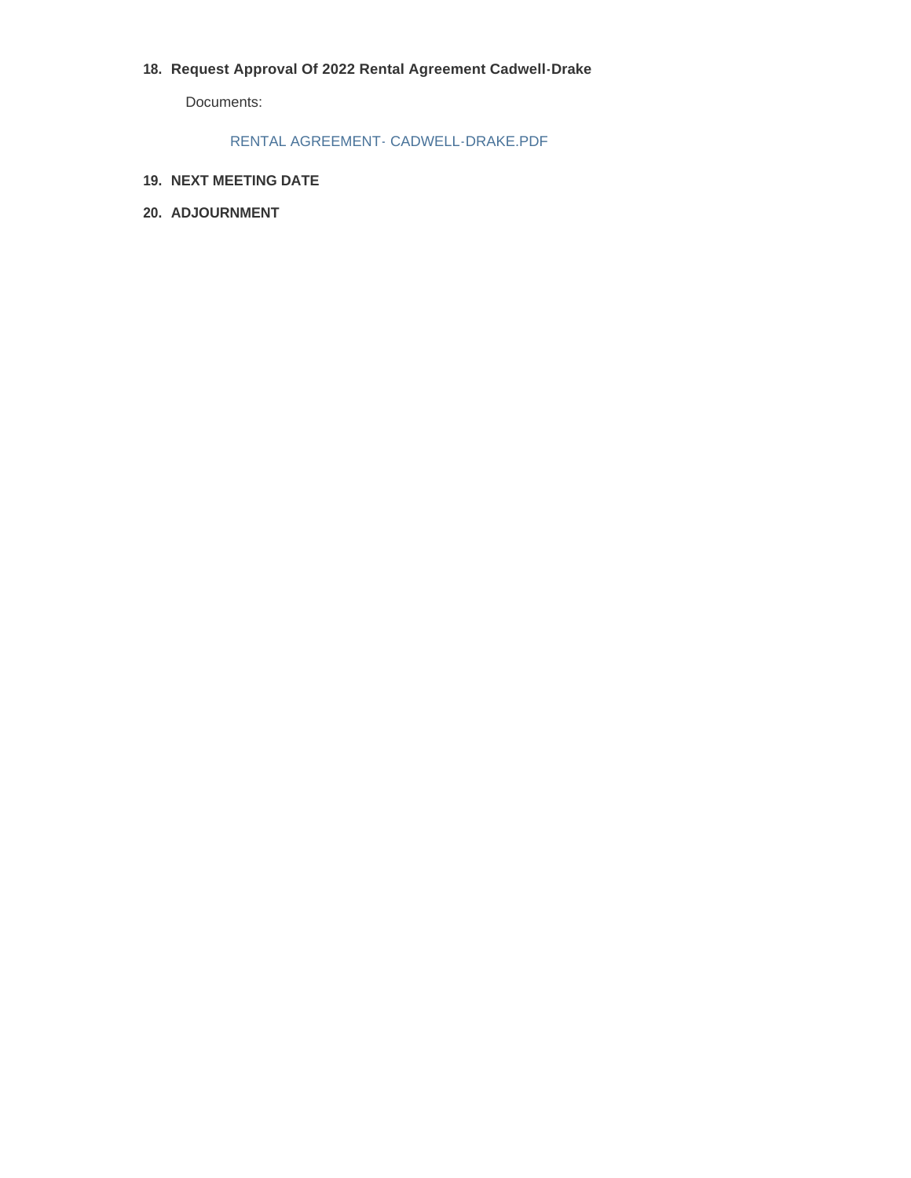**18. Request Approval Of 2022 Rental Agreement Cadwell-Drake**

Documents:

RENTAL AGREEMENT- CADWELL-DRAKE.PDF

**19. NEXT MEETING DATE**

**20. ADJOURNMENT**